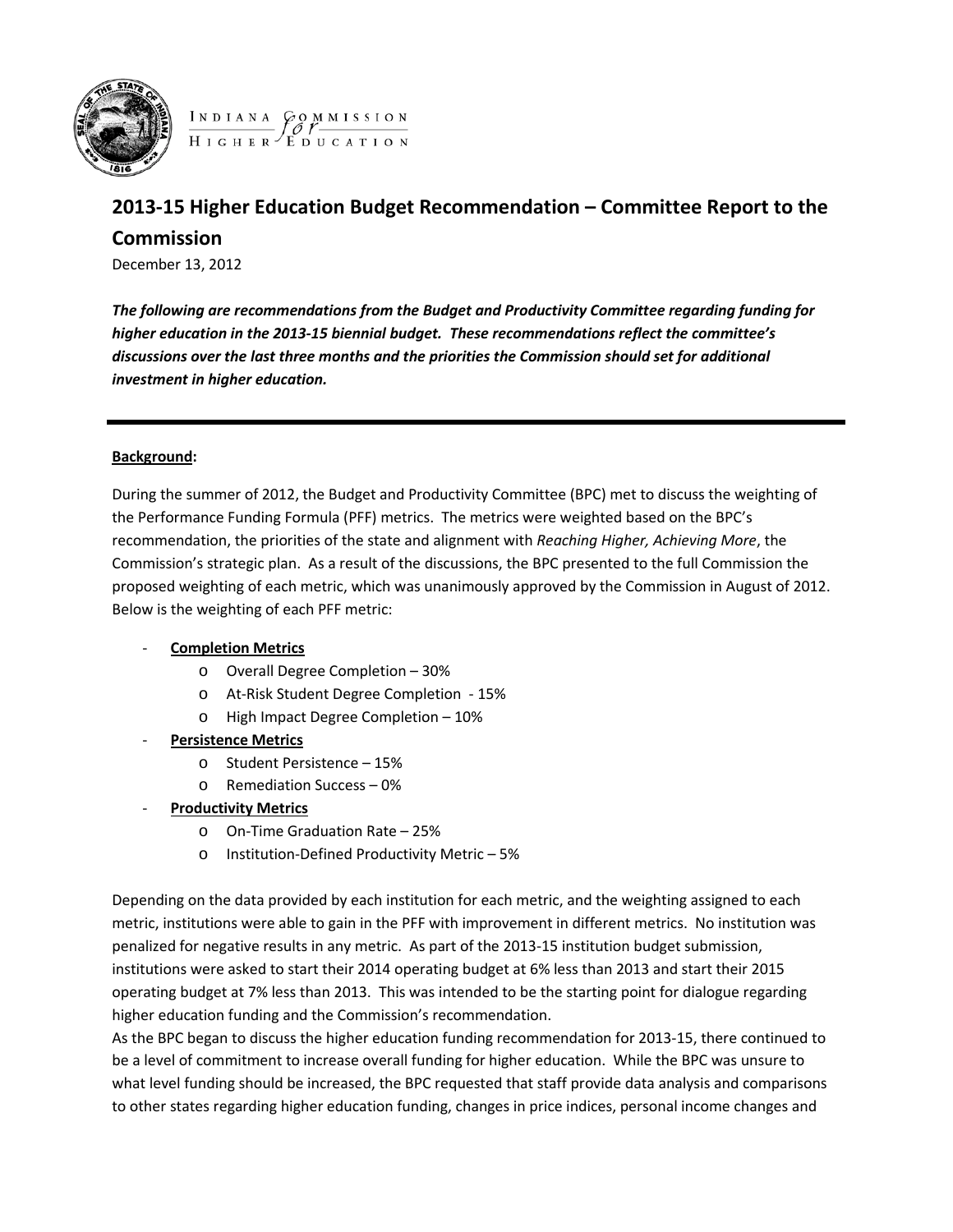INDIANA COMMISSION for HIGHER EDUCATION

# 2013-15 Higher Education Budget Recommendation – Committee Report to the Commission

December 13, 2012

***The following are recommendations from the Budget and Productivity Committee regarding funding for higher education in the 2013-15 biennial budget. These recommendations reflect the committee's discussions over the last three months and the priorities the Commission should set for additional investment in higher education.***

---

**Background:**

During the summer of 2012, the Budget and Productivity Committee (BPC) met to discuss the weighting of the Performance Funding Formula (PFF) metrics. The metrics were weighted based on the BPC's recommendation, the priorities of the state and alignment with *Reaching Higher, Achieving More*, the Commission's strategic plan. As a result of the discussions, the BPC presented to the full Commission the proposed weighting of each metric, which was unanimously approved by the Commission in August of 2012. Below is the weighting of each PFF metric:

- **Completion Metrics**
  - Overall Degree Completion – 30%
  - At-Risk Student Degree Completion - 15%
  - High Impact Degree Completion – 10%
- **Persistence Metrics**
  - Student Persistence – 15%
  - Remediation Success – 0%
- **Productivity Metrics**
  - On-Time Graduation Rate – 25%
  - Institution-Defined Productivity Metric – 5%

Depending on the data provided by each institution for each metric, and the weighting assigned to each metric, institutions were able to gain in the PFF with improvement in different metrics. No institution was penalized for negative results in any metric. As part of the 2013-15 institution budget submission, institutions were asked to start their 2014 operating budget at 6% less than 2013 and start their 2015 operating budget at 7% less than 2013. This was intended to be the starting point for dialogue regarding higher education funding and the Commission's recommendation.

As the BPC began to discuss the higher education funding recommendation for 2013-15, there continued to be a level of commitment to increase overall funding for higher education. While the BPC was unsure to what level funding should be increased, the BPC requested that staff provide data analysis and comparisons to other states regarding higher education funding, changes in price indices, personal income changes and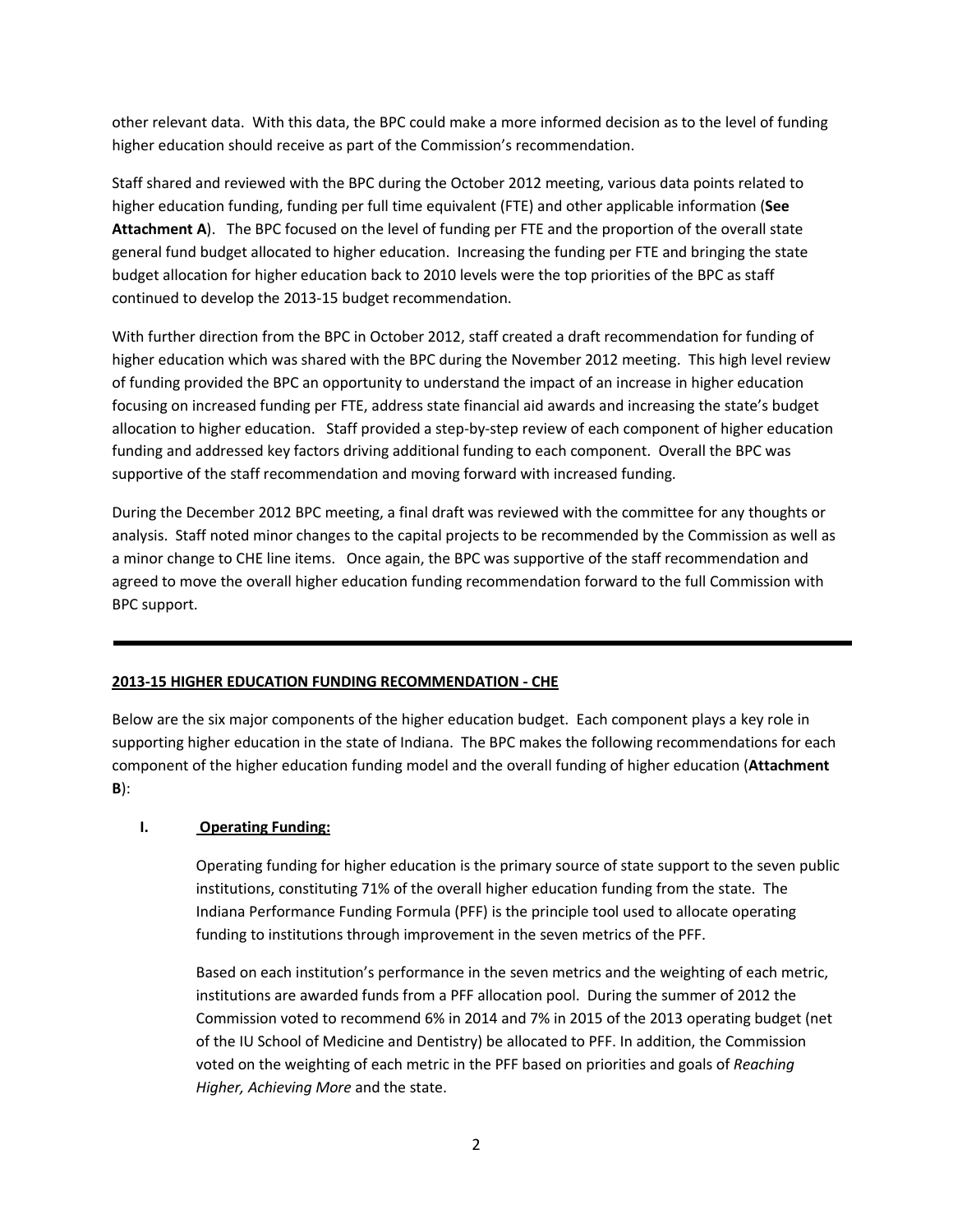other relevant data. With this data, the BPC could make a more informed decision as to the level of funding higher education should receive as part of the Commission's recommendation.

Staff shared and reviewed with the BPC during the October 2012 meeting, various data points related to higher education funding, funding per full time equivalent (FTE) and other applicable information (**See Attachment A**). The BPC focused on the level of funding per FTE and the proportion of the overall state general fund budget allocated to higher education. Increasing the funding per FTE and bringing the state budget allocation for higher education back to 2010 levels were the top priorities of the BPC as staff continued to develop the 2013-15 budget recommendation.

With further direction from the BPC in October 2012, staff created a draft recommendation for funding of higher education which was shared with the BPC during the November 2012 meeting. This high level review of funding provided the BPC an opportunity to understand the impact of an increase in higher education focusing on increased funding per FTE, address state financial aid awards and increasing the state's budget allocation to higher education. Staff provided a step-by-step review of each component of higher education funding and addressed key factors driving additional funding to each component. Overall the BPC was supportive of the staff recommendation and moving forward with increased funding.

During the December 2012 BPC meeting, a final draft was reviewed with the committee for any thoughts or analysis. Staff noted minor changes to the capital projects to be recommended by the Commission as well as a minor change to CHE line items. Once again, the BPC was supportive of the staff recommendation and agreed to move the overall higher education funding recommendation forward to the full Commission with BPC support.

---

## 2013-15 HIGHER EDUCATION FUNDING RECOMMENDATION - CHE

Below are the six major components of the higher education budget. Each component plays a key role in supporting higher education in the state of Indiana. The BPC makes the following recommendations for each component of the higher education funding model and the overall funding of higher education (**Attachment B**):

### I. Operating Funding:

Operating funding for higher education is the primary source of state support to the seven public institutions, constituting 71% of the overall higher education funding from the state. The Indiana Performance Funding Formula (PFF) is the principle tool used to allocate operating funding to institutions through improvement in the seven metrics of the PFF.

Based on each institution's performance in the seven metrics and the weighting of each metric, institutions are awarded funds from a PFF allocation pool. During the summer of 2012 the Commission voted to recommend 6% in 2014 and 7% in 2015 of the 2013 operating budget (net of the IU School of Medicine and Dentistry) be allocated to PFF. In addition, the Commission voted on the weighting of each metric in the PFF based on priorities and goals of *Reaching Higher, Achieving More* and the state.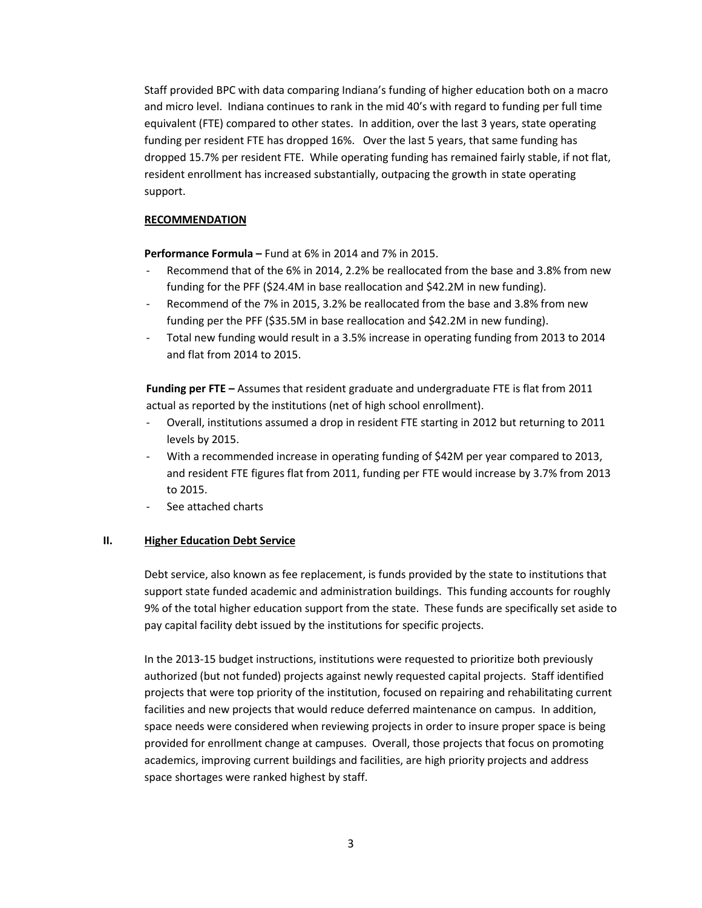Staff provided BPC with data comparing Indiana's funding of higher education both on a macro and micro level. Indiana continues to rank in the mid 40's with regard to funding per full time equivalent (FTE) compared to other states. In addition, over the last 3 years, state operating funding per resident FTE has dropped 16%. Over the last 5 years, that same funding has dropped 15.7% per resident FTE. While operating funding has remained fairly stable, if not flat, resident enrollment has increased substantially, outpacing the growth in state operating support.

**RECOMMENDATION**

**Performance Formula –** Fund at 6% in 2014 and 7% in 2015.

- Recommend that of the 6% in 2014, 2.2% be reallocated from the base and 3.8% from new funding for the PFF ($24.4M in base reallocation and $42.2M in new funding).
- Recommend of the 7% in 2015, 3.2% be reallocated from the base and 3.8% from new funding per the PFF ($35.5M in base reallocation and $42.2M in new funding).
- Total new funding would result in a 3.5% increase in operating funding from 2013 to 2014 and flat from 2014 to 2015.

**Funding per FTE –** Assumes that resident graduate and undergraduate FTE is flat from 2011 actual as reported by the institutions (net of high school enrollment).

- Overall, institutions assumed a drop in resident FTE starting in 2012 but returning to 2011 levels by 2015.
- With a recommended increase in operating funding of $42M per year compared to 2013, and resident FTE figures flat from 2011, funding per FTE would increase by 3.7% from 2013 to 2015.
- See attached charts

## II. Higher Education Debt Service

Debt service, also known as fee replacement, is funds provided by the state to institutions that support state funded academic and administration buildings. This funding accounts for roughly 9% of the total higher education support from the state. These funds are specifically set aside to pay capital facility debt issued by the institutions for specific projects.

In the 2013-15 budget instructions, institutions were requested to prioritize both previously authorized (but not funded) projects against newly requested capital projects. Staff identified projects that were top priority of the institution, focused on repairing and rehabilitating current facilities and new projects that would reduce deferred maintenance on campus. In addition, space needs were considered when reviewing projects in order to insure proper space is being provided for enrollment change at campuses. Overall, those projects that focus on promoting academics, improving current buildings and facilities, are high priority projects and address space shortages were ranked highest by staff.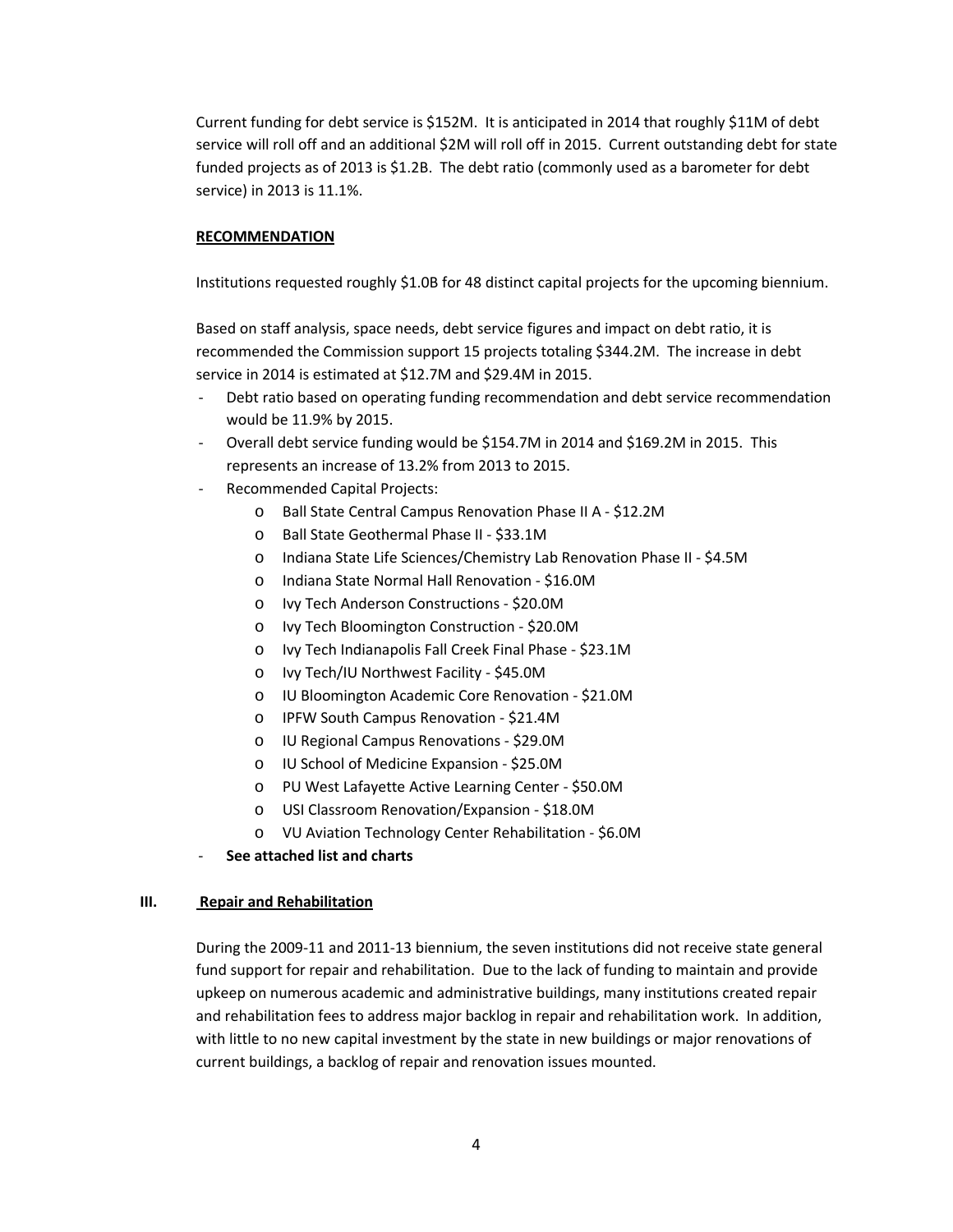Current funding for debt service is $152M. It is anticipated in 2014 that roughly $11M of debt service will roll off and an additional $2M will roll off in 2015. Current outstanding debt for state funded projects as of 2013 is $1.2B. The debt ratio (commonly used as a barometer for debt service) in 2013 is 11.1%.

**RECOMMENDATION**

Institutions requested roughly $1.0B for 48 distinct capital projects for the upcoming biennium.

Based on staff analysis, space needs, debt service figures and impact on debt ratio, it is recommended the Commission support 15 projects totaling $344.2M. The increase in debt service in 2014 is estimated at $12.7M and $29.4M in 2015.

- Debt ratio based on operating funding recommendation and debt service recommendation would be 11.9% by 2015.
- Overall debt service funding would be $154.7M in 2014 and $169.2M in 2015. This represents an increase of 13.2% from 2013 to 2015.
- Recommended Capital Projects:
  - Ball State Central Campus Renovation Phase II A - $12.2M
  - Ball State Geothermal Phase II - $33.1M
  - Indiana State Life Sciences/Chemistry Lab Renovation Phase II - $4.5M
  - Indiana State Normal Hall Renovation - $16.0M
  - Ivy Tech Anderson Constructions - $20.0M
  - Ivy Tech Bloomington Construction - $20.0M
  - Ivy Tech Indianapolis Fall Creek Final Phase - $23.1M
  - Ivy Tech/IU Northwest Facility - $45.0M
  - IU Bloomington Academic Core Renovation - $21.0M
  - IPFW South Campus Renovation - $21.4M
  - IU Regional Campus Renovations - $29.0M
  - IU School of Medicine Expansion - $25.0M
  - PU West Lafayette Active Learning Center - $50.0M
  - USI Classroom Renovation/Expansion - $18.0M
  - VU Aviation Technology Center Rehabilitation - $6.0M
- **See attached list and charts**

## III. Repair and Rehabilitation

During the 2009-11 and 2011-13 biennium, the seven institutions did not receive state general fund support for repair and rehabilitation. Due to the lack of funding to maintain and provide upkeep on numerous academic and administrative buildings, many institutions created repair and rehabilitation fees to address major backlog in repair and rehabilitation work. In addition, with little to no new capital investment by the state in new buildings or major renovations of current buildings, a backlog of repair and renovation issues mounted.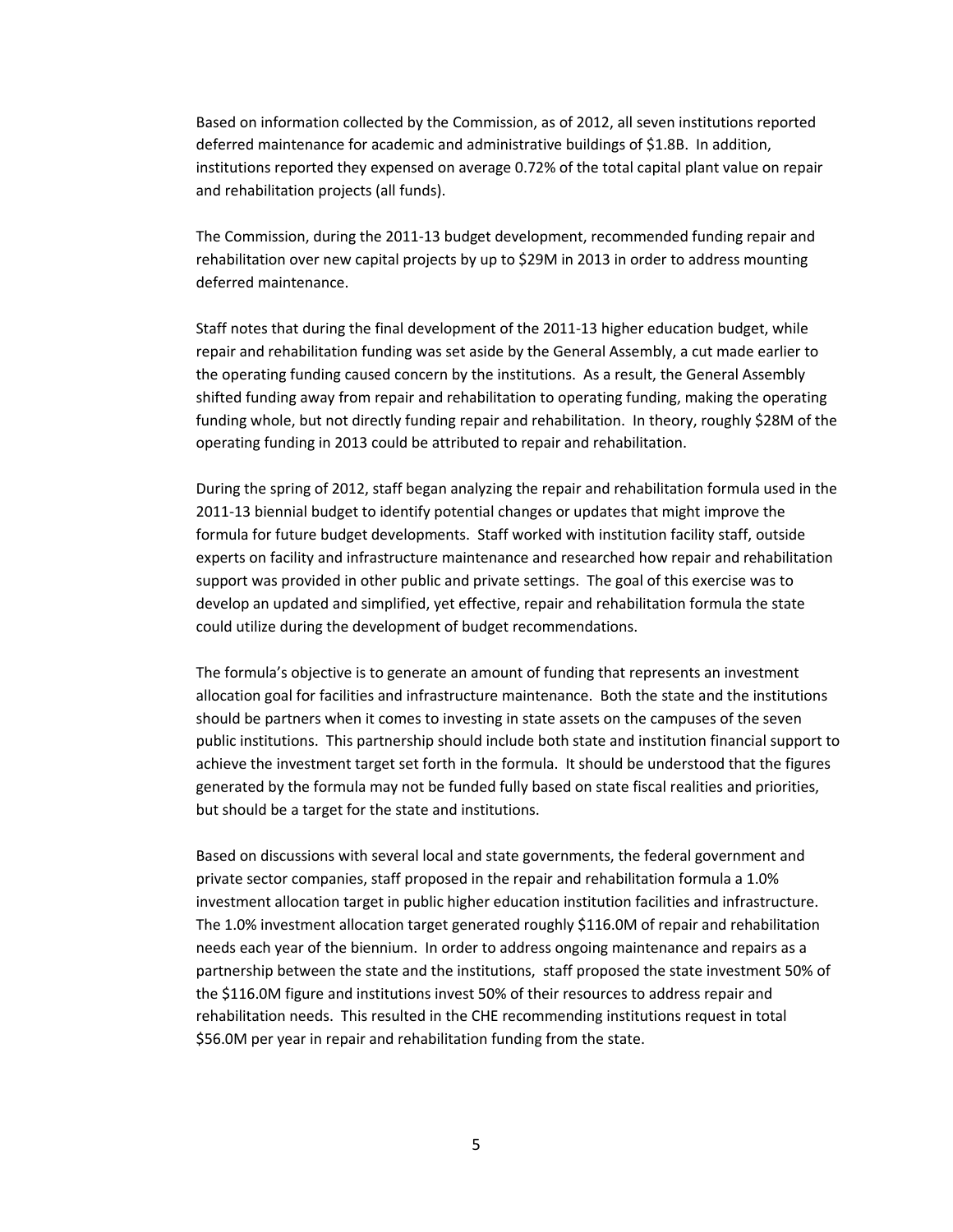Based on information collected by the Commission, as of 2012, all seven institutions reported deferred maintenance for academic and administrative buildings of $1.8B. In addition, institutions reported they expensed on average 0.72% of the total capital plant value on repair and rehabilitation projects (all funds).

The Commission, during the 2011-13 budget development, recommended funding repair and rehabilitation over new capital projects by up to $29M in 2013 in order to address mounting deferred maintenance.

Staff notes that during the final development of the 2011-13 higher education budget, while repair and rehabilitation funding was set aside by the General Assembly, a cut made earlier to the operating funding caused concern by the institutions. As a result, the General Assembly shifted funding away from repair and rehabilitation to operating funding, making the operating funding whole, but not directly funding repair and rehabilitation. In theory, roughly $28M of the operating funding in 2013 could be attributed to repair and rehabilitation.

During the spring of 2012, staff began analyzing the repair and rehabilitation formula used in the 2011-13 biennial budget to identify potential changes or updates that might improve the formula for future budget developments. Staff worked with institution facility staff, outside experts on facility and infrastructure maintenance and researched how repair and rehabilitation support was provided in other public and private settings. The goal of this exercise was to develop an updated and simplified, yet effective, repair and rehabilitation formula the state could utilize during the development of budget recommendations.

The formula's objective is to generate an amount of funding that represents an investment allocation goal for facilities and infrastructure maintenance. Both the state and the institutions should be partners when it comes to investing in state assets on the campuses of the seven public institutions. This partnership should include both state and institution financial support to achieve the investment target set forth in the formula. It should be understood that the figures generated by the formula may not be funded fully based on state fiscal realities and priorities, but should be a target for the state and institutions.

Based on discussions with several local and state governments, the federal government and private sector companies, staff proposed in the repair and rehabilitation formula a 1.0% investment allocation target in public higher education institution facilities and infrastructure. The 1.0% investment allocation target generated roughly $116.0M of repair and rehabilitation needs each year of the biennium. In order to address ongoing maintenance and repairs as a partnership between the state and the institutions, staff proposed the state investment 50% of the $116.0M figure and institutions invest 50% of their resources to address repair and rehabilitation needs. This resulted in the CHE recommending institutions request in total $56.0M per year in repair and rehabilitation funding from the state.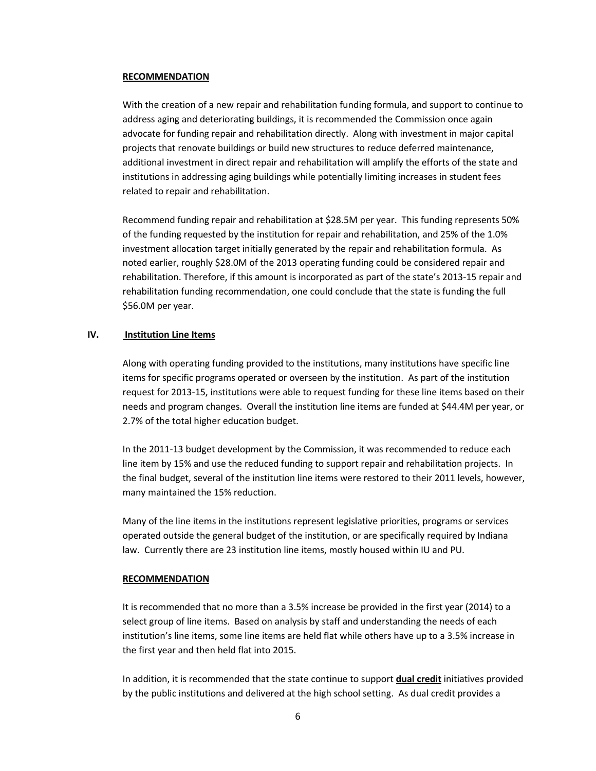**RECOMMENDATION**

With the creation of a new repair and rehabilitation funding formula, and support to continue to address aging and deteriorating buildings, it is recommended the Commission once again advocate for funding repair and rehabilitation directly. Along with investment in major capital projects that renovate buildings or build new structures to reduce deferred maintenance, additional investment in direct repair and rehabilitation will amplify the efforts of the state and institutions in addressing aging buildings while potentially limiting increases in student fees related to repair and rehabilitation.

Recommend funding repair and rehabilitation at $28.5M per year. This funding represents 50% of the funding requested by the institution for repair and rehabilitation, and 25% of the 1.0% investment allocation target initially generated by the repair and rehabilitation formula. As noted earlier, roughly $28.0M of the 2013 operating funding could be considered repair and rehabilitation. Therefore, if this amount is incorporated as part of the state's 2013-15 repair and rehabilitation funding recommendation, one could conclude that the state is funding the full $56.0M per year.

## IV. Institution Line Items

Along with operating funding provided to the institutions, many institutions have specific line items for specific programs operated or overseen by the institution. As part of the institution request for 2013-15, institutions were able to request funding for these line items based on their needs and program changes. Overall the institution line items are funded at $44.4M per year, or 2.7% of the total higher education budget.

In the 2011-13 budget development by the Commission, it was recommended to reduce each line item by 15% and use the reduced funding to support repair and rehabilitation projects. In the final budget, several of the institution line items were restored to their 2011 levels, however, many maintained the 15% reduction.

Many of the line items in the institutions represent legislative priorities, programs or services operated outside the general budget of the institution, or are specifically required by Indiana law. Currently there are 23 institution line items, mostly housed within IU and PU.

**RECOMMENDATION**

It is recommended that no more than a 3.5% increase be provided in the first year (2014) to a select group of line items. Based on analysis by staff and understanding the needs of each institution's line items, some line items are held flat while others have up to a 3.5% increase in the first year and then held flat into 2015.

In addition, it is recommended that the state continue to support **dual credit** initiatives provided by the public institutions and delivered at the high school setting. As dual credit provides a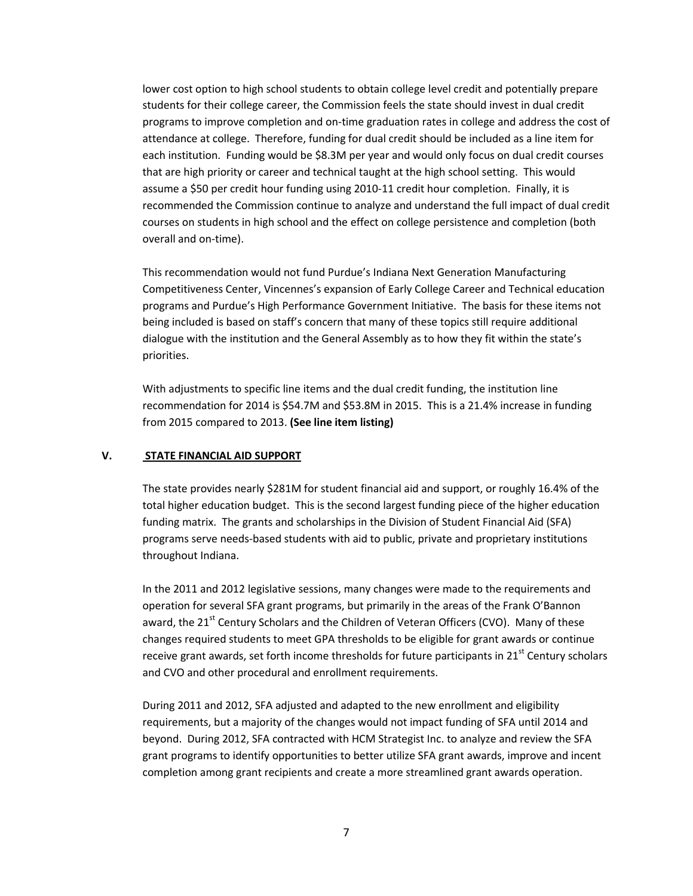lower cost option to high school students to obtain college level credit and potentially prepare students for their college career, the Commission feels the state should invest in dual credit programs to improve completion and on-time graduation rates in college and address the cost of attendance at college. Therefore, funding for dual credit should be included as a line item for each institution. Funding would be $8.3M per year and would only focus on dual credit courses that are high priority or career and technical taught at the high school setting. This would assume a $50 per credit hour funding using 2010-11 credit hour completion. Finally, it is recommended the Commission continue to analyze and understand the full impact of dual credit courses on students in high school and the effect on college persistence and completion (both overall and on-time).

This recommendation would not fund Purdue's Indiana Next Generation Manufacturing Competitiveness Center, Vincennes's expansion of Early College Career and Technical education programs and Purdue's High Performance Government Initiative. The basis for these items not being included is based on staff's concern that many of these topics still require additional dialogue with the institution and the General Assembly as to how they fit within the state's priorities.

With adjustments to specific line items and the dual credit funding, the institution line recommendation for 2014 is $54.7M and $53.8M in 2015. This is a 21.4% increase in funding from 2015 compared to 2013. **(See line item listing)**

## V. STATE FINANCIAL AID SUPPORT

The state provides nearly $281M for student financial aid and support, or roughly 16.4% of the total higher education budget. This is the second largest funding piece of the higher education funding matrix. The grants and scholarships in the Division of Student Financial Aid (SFA) programs serve needs-based students with aid to public, private and proprietary institutions throughout Indiana.

In the 2011 and 2012 legislative sessions, many changes were made to the requirements and operation for several SFA grant programs, but primarily in the areas of the Frank O'Bannon award, the 21st Century Scholars and the Children of Veteran Officers (CVO). Many of these changes required students to meet GPA thresholds to be eligible for grant awards or continue receive grant awards, set forth income thresholds for future participants in 21st Century scholars and CVO and other procedural and enrollment requirements.

During 2011 and 2012, SFA adjusted and adapted to the new enrollment and eligibility requirements, but a majority of the changes would not impact funding of SFA until 2014 and beyond. During 2012, SFA contracted with HCM Strategist Inc. to analyze and review the SFA grant programs to identify opportunities to better utilize SFA grant awards, improve and incent completion among grant recipients and create a more streamlined grant awards operation.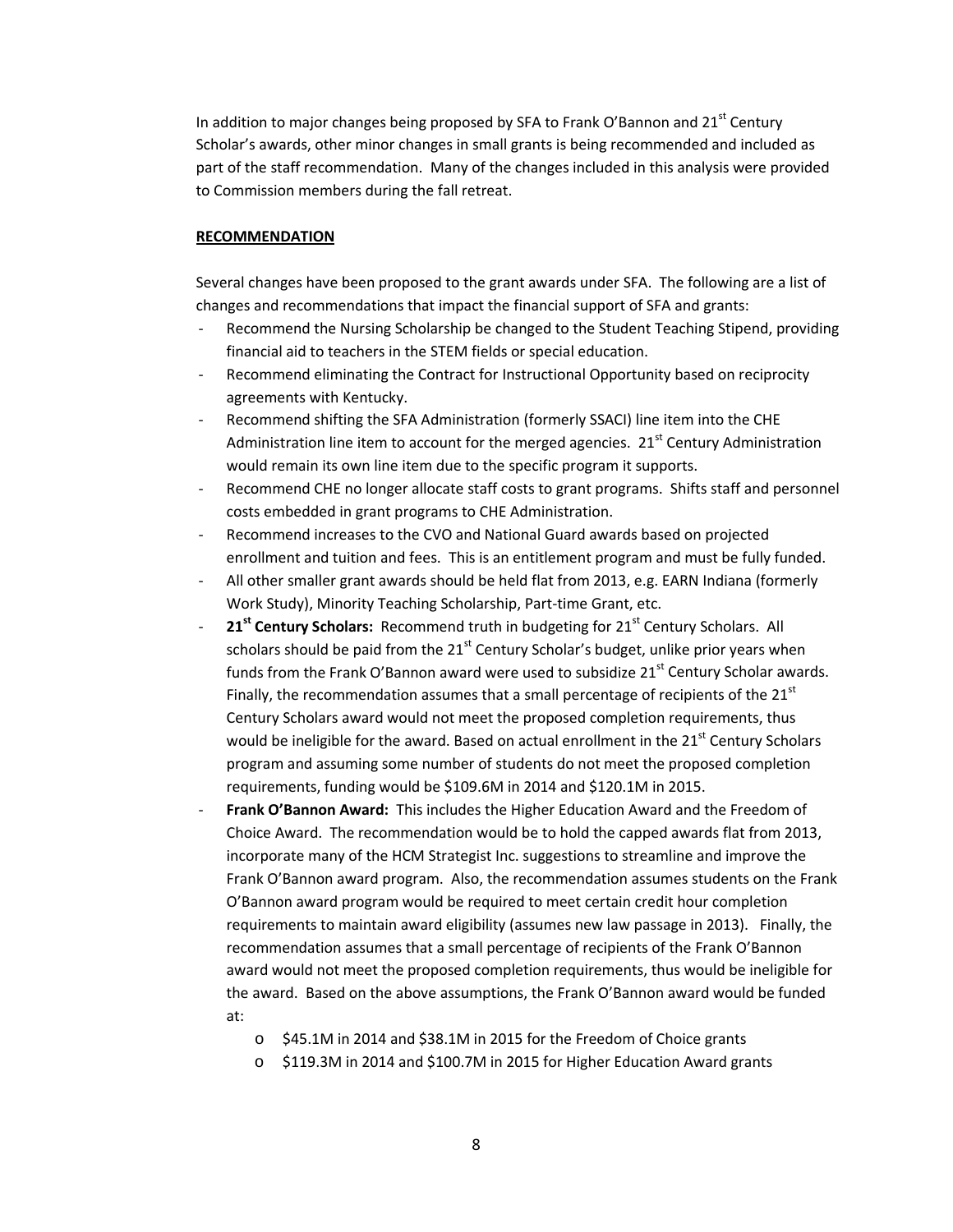In addition to major changes being proposed by SFA to Frank O'Bannon and 21st Century Scholar's awards, other minor changes in small grants is being recommended and included as part of the staff recommendation. Many of the changes included in this analysis were provided to Commission members during the fall retreat.

**RECOMMENDATION**

Several changes have been proposed to the grant awards under SFA. The following are a list of changes and recommendations that impact the financial support of SFA and grants:

- Recommend the Nursing Scholarship be changed to the Student Teaching Stipend, providing financial aid to teachers in the STEM fields or special education.
- Recommend eliminating the Contract for Instructional Opportunity based on reciprocity agreements with Kentucky.
- Recommend shifting the SFA Administration (formerly SSACI) line item into the CHE Administration line item to account for the merged agencies. 21st Century Administration would remain its own line item due to the specific program it supports.
- Recommend CHE no longer allocate staff costs to grant programs. Shifts staff and personnel costs embedded in grant programs to CHE Administration.
- Recommend increases to the CVO and National Guard awards based on projected enrollment and tuition and fees. This is an entitlement program and must be fully funded.
- All other smaller grant awards should be held flat from 2013, e.g. EARN Indiana (formerly Work Study), Minority Teaching Scholarship, Part-time Grant, etc.
- **21st Century Scholars:** Recommend truth in budgeting for 21st Century Scholars. All scholars should be paid from the 21st Century Scholar's budget, unlike prior years when funds from the Frank O'Bannon award were used to subsidize 21st Century Scholar awards. Finally, the recommendation assumes that a small percentage of recipients of the 21st Century Scholars award would not meet the proposed completion requirements, thus would be ineligible for the award. Based on actual enrollment in the 21st Century Scholars program and assuming some number of students do not meet the proposed completion requirements, funding would be $109.6M in 2014 and $120.1M in 2015.
- **Frank O'Bannon Award:** This includes the Higher Education Award and the Freedom of Choice Award. The recommendation would be to hold the capped awards flat from 2013, incorporate many of the HCM Strategist Inc. suggestions to streamline and improve the Frank O'Bannon award program. Also, the recommendation assumes students on the Frank O'Bannon award program would be required to meet certain credit hour completion requirements to maintain award eligibility (assumes new law passage in 2013). Finally, the recommendation assumes that a small percentage of recipients of the Frank O'Bannon award would not meet the proposed completion requirements, thus would be ineligible for the award. Based on the above assumptions, the Frank O'Bannon award would be funded at:
  - $45.1M in 2014 and $38.1M in 2015 for the Freedom of Choice grants
  - $119.3M in 2014 and $100.7M in 2015 for Higher Education Award grants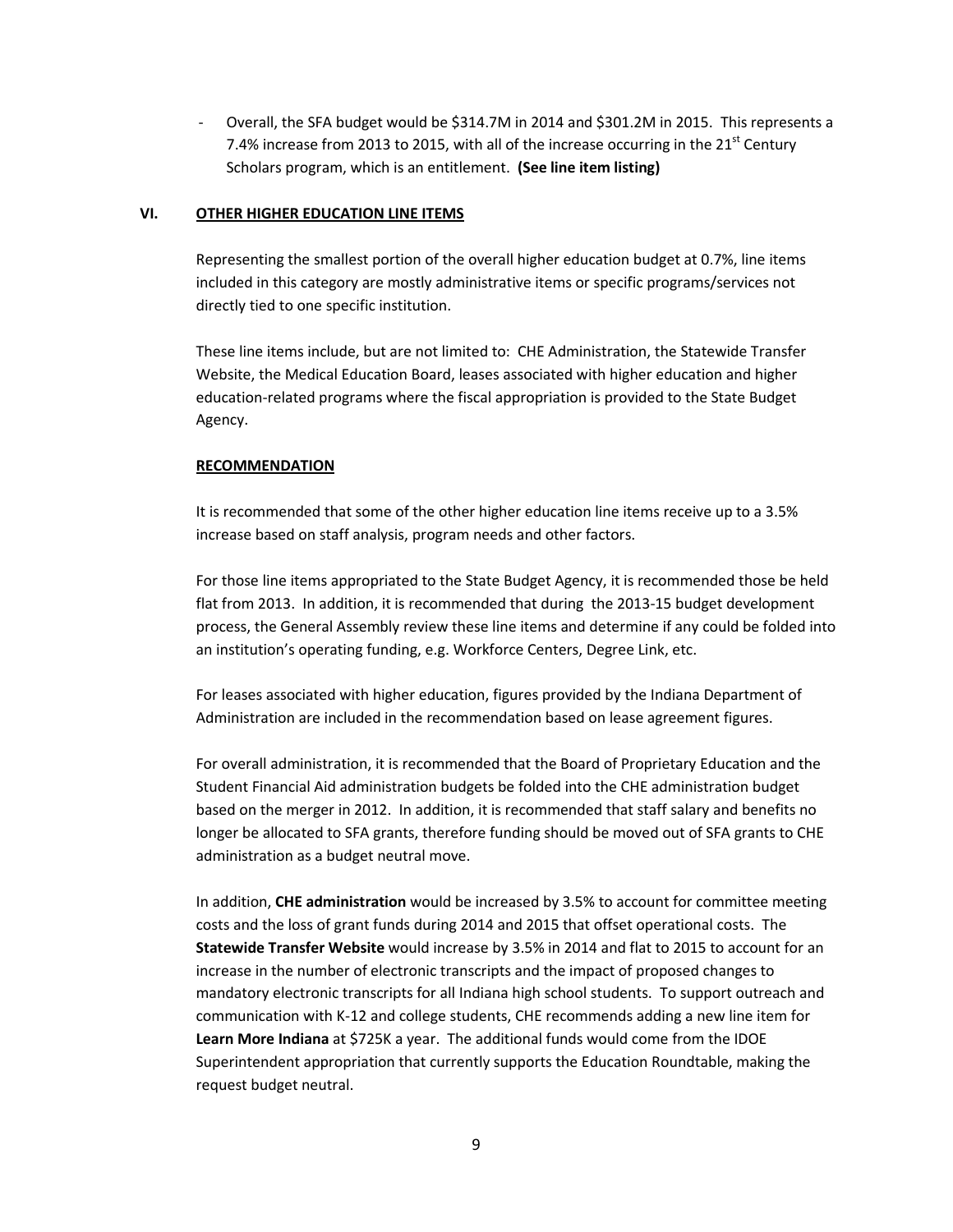- Overall, the SFA budget would be \$314.7M in 2014 and \$301.2M in 2015. This represents a 7.4% increase from 2013 to 2015, with all of the increase occurring in the 21st Century Scholars program, which is an entitlement. **(See line item listing)**

## VI. OTHER HIGHER EDUCATION LINE ITEMS

Representing the smallest portion of the overall higher education budget at 0.7%, line items included in this category are mostly administrative items or specific programs/services not directly tied to one specific institution.

These line items include, but are not limited to: CHE Administration, the Statewide Transfer Website, the Medical Education Board, leases associated with higher education and higher education-related programs where the fiscal appropriation is provided to the State Budget Agency.

### RECOMMENDATION

It is recommended that some of the other higher education line items receive up to a 3.5% increase based on staff analysis, program needs and other factors.

For those line items appropriated to the State Budget Agency, it is recommended those be held flat from 2013. In addition, it is recommended that during the 2013-15 budget development process, the General Assembly review these line items and determine if any could be folded into an institution's operating funding, e.g. Workforce Centers, Degree Link, etc.

For leases associated with higher education, figures provided by the Indiana Department of Administration are included in the recommendation based on lease agreement figures.

For overall administration, it is recommended that the Board of Proprietary Education and the Student Financial Aid administration budgets be folded into the CHE administration budget based on the merger in 2012. In addition, it is recommended that staff salary and benefits no longer be allocated to SFA grants, therefore funding should be moved out of SFA grants to CHE administration as a budget neutral move.

In addition, **CHE administration** would be increased by 3.5% to account for committee meeting costs and the loss of grant funds during 2014 and 2015 that offset operational costs. The **Statewide Transfer Website** would increase by 3.5% in 2014 and flat to 2015 to account for an increase in the number of electronic transcripts and the impact of proposed changes to mandatory electronic transcripts for all Indiana high school students. To support outreach and communication with K-12 and college students, CHE recommends adding a new line item for **Learn More Indiana** at \$725K a year. The additional funds would come from the IDOE Superintendent appropriation that currently supports the Education Roundtable, making the request budget neutral.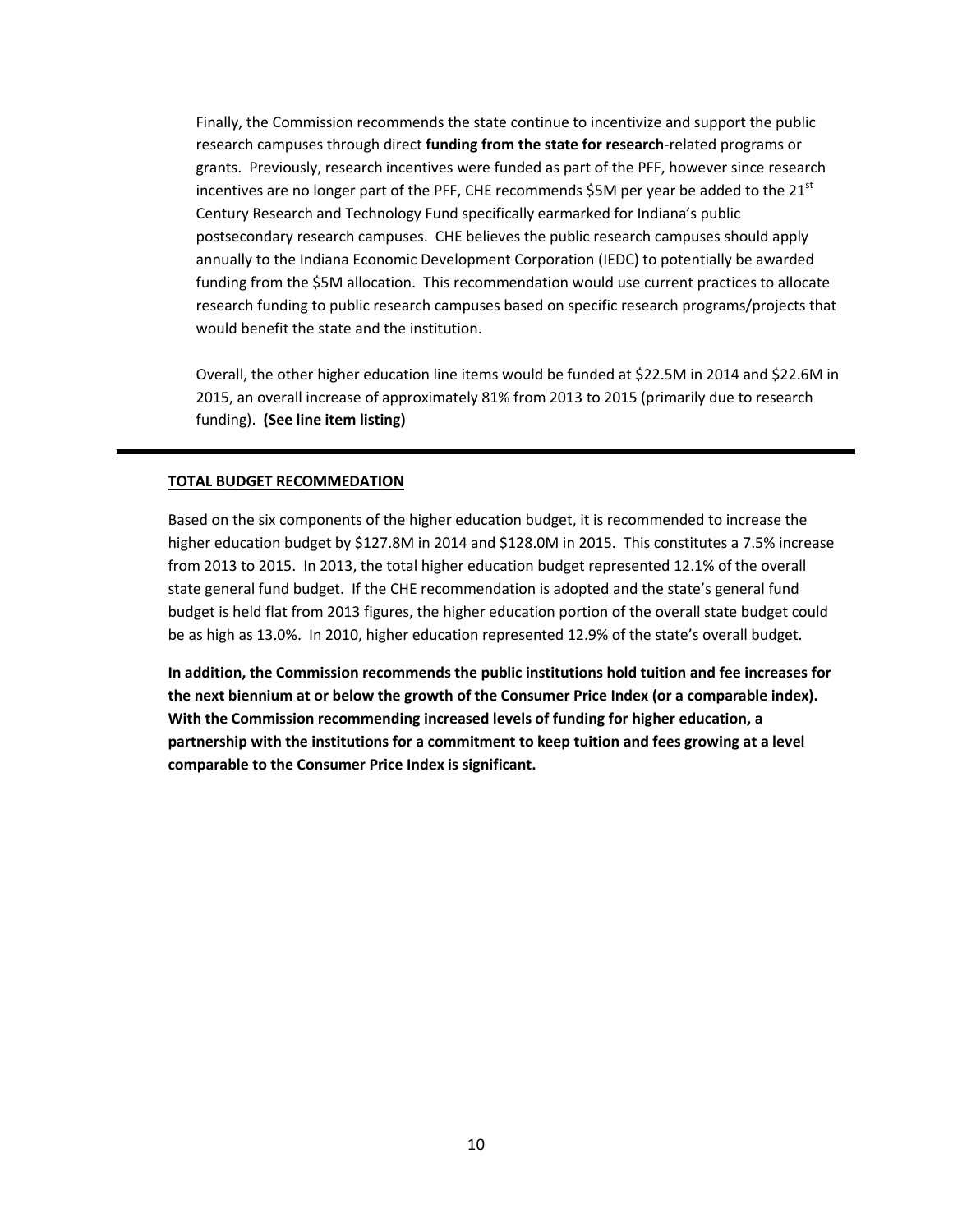Finally, the Commission recommends the state continue to incentivize and support the public research campuses through direct **funding from the state for research**-related programs or grants. Previously, research incentives were funded as part of the PFF, however since research incentives are no longer part of the PFF, CHE recommends $5M per year be added to the 21st Century Research and Technology Fund specifically earmarked for Indiana's public postsecondary research campuses. CHE believes the public research campuses should apply annually to the Indiana Economic Development Corporation (IEDC) to potentially be awarded funding from the $5M allocation. This recommendation would use current practices to allocate research funding to public research campuses based on specific research programs/projects that would benefit the state and the institution.

Overall, the other higher education line items would be funded at $22.5M in 2014 and $22.6M in 2015, an overall increase of approximately 81% from 2013 to 2015 (primarily due to research funding). **(See line item listing)**

---

## TOTAL BUDGET RECOMMEDATION

Based on the six components of the higher education budget, it is recommended to increase the higher education budget by $127.8M in 2014 and $128.0M in 2015. This constitutes a 7.5% increase from 2013 to 2015. In 2013, the total higher education budget represented 12.1% of the overall state general fund budget. If the CHE recommendation is adopted and the state's general fund budget is held flat from 2013 figures, the higher education portion of the overall state budget could be as high as 13.0%. In 2010, higher education represented 12.9% of the state's overall budget.

**In addition, the Commission recommends the public institutions hold tuition and fee increases for the next biennium at or below the growth of the Consumer Price Index (or a comparable index). With the Commission recommending increased levels of funding for higher education, a partnership with the institutions for a commitment to keep tuition and fees growing at a level comparable to the Consumer Price Index is significant.**